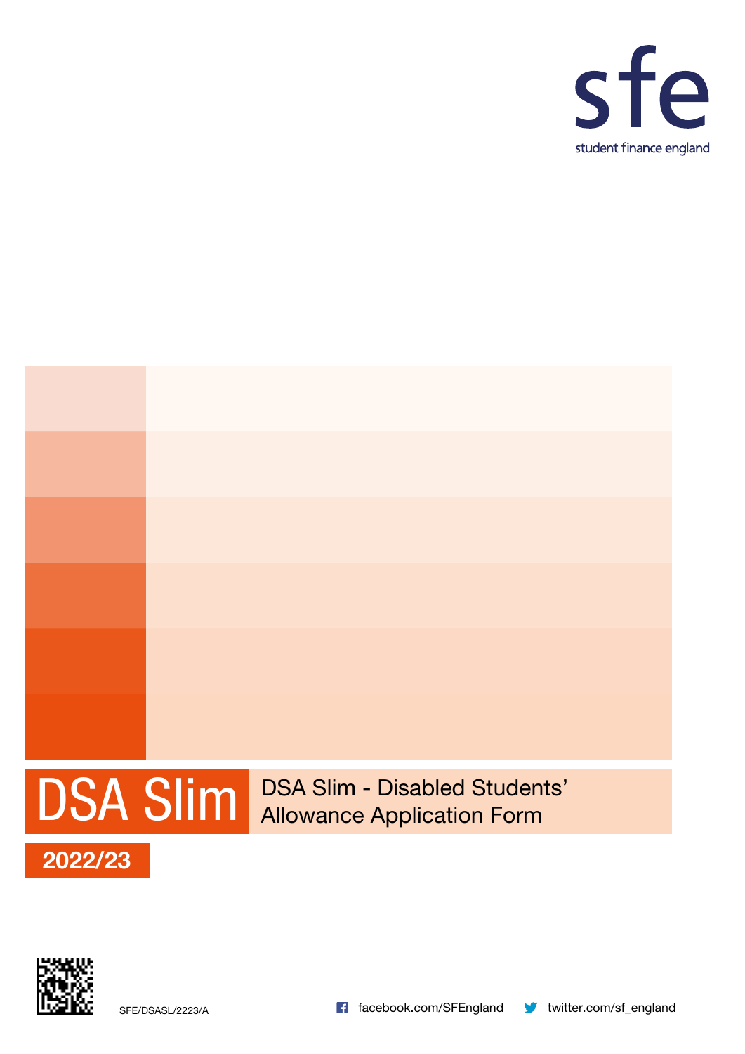sfe

student finance england

# DSA Slim

## DSA Slim - Disabled Students' Allowance Application Form

**2022/23**

SFE/DSASL/2223/A

facebook.com/SFEngland

twitter.com/sf_england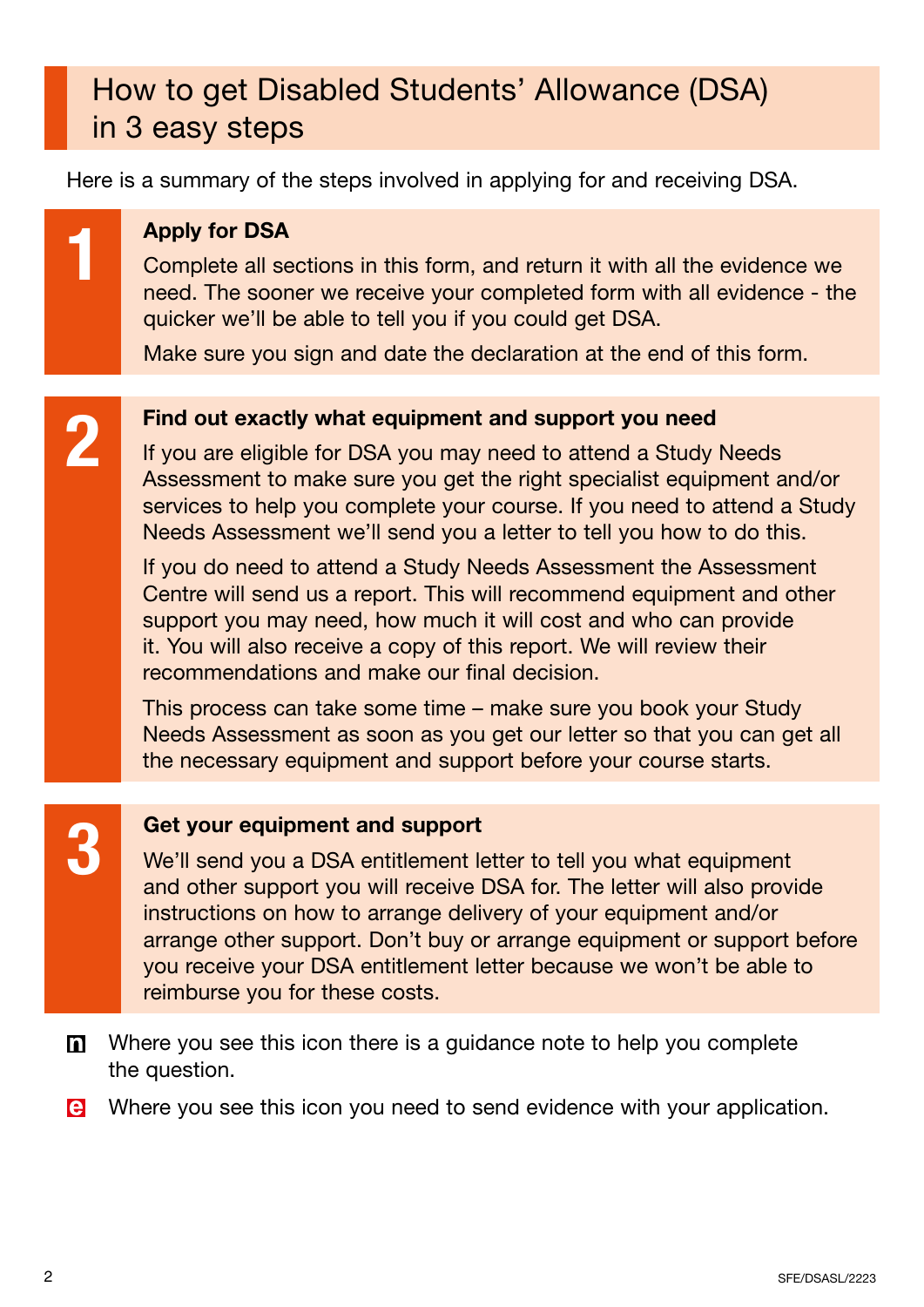# How to get Disabled Students' Allowance (DSA) in 3 easy steps

Here is a summary of the steps involved in applying for and receiving DSA.

## 1 Apply for DSA

Complete all sections in this form, and return it with all the evidence we need. The sooner we receive your completed form with all evidence - the quicker we'll be able to tell you if you could get DSA.

Make sure you sign and date the declaration at the end of this form.

## 2 Find out exactly what equipment and support you need

If you are eligible for DSA you may need to attend a Study Needs Assessment to make sure you get the right specialist equipment and/or services to help you complete your course. If you need to attend a Study Needs Assessment we'll send you a letter to tell you how to do this.

If you do need to attend a Study Needs Assessment the Assessment Centre will send us a report. This will recommend equipment and other support you may need, how much it will cost and who can provide it. You will also receive a copy of this report. We will review their recommendations and make our final decision.

This process can take some time – make sure you book your Study Needs Assessment as soon as you get our letter so that you can get all the necessary equipment and support before your course starts.

## 3 Get your equipment and support

We'll send you a DSA entitlement letter to tell you what equipment and other support you will receive DSA for. The letter will also provide instructions on how to arrange delivery of your equipment and/or arrange other support. Don't buy or arrange equipment or support before you receive your DSA entitlement letter because we won't be able to reimburse you for these costs.

**n** Where you see this icon there is a guidance note to help you complete the question.

**e** Where you see this icon you need to send evidence with your application.

SFE/DSASL/2223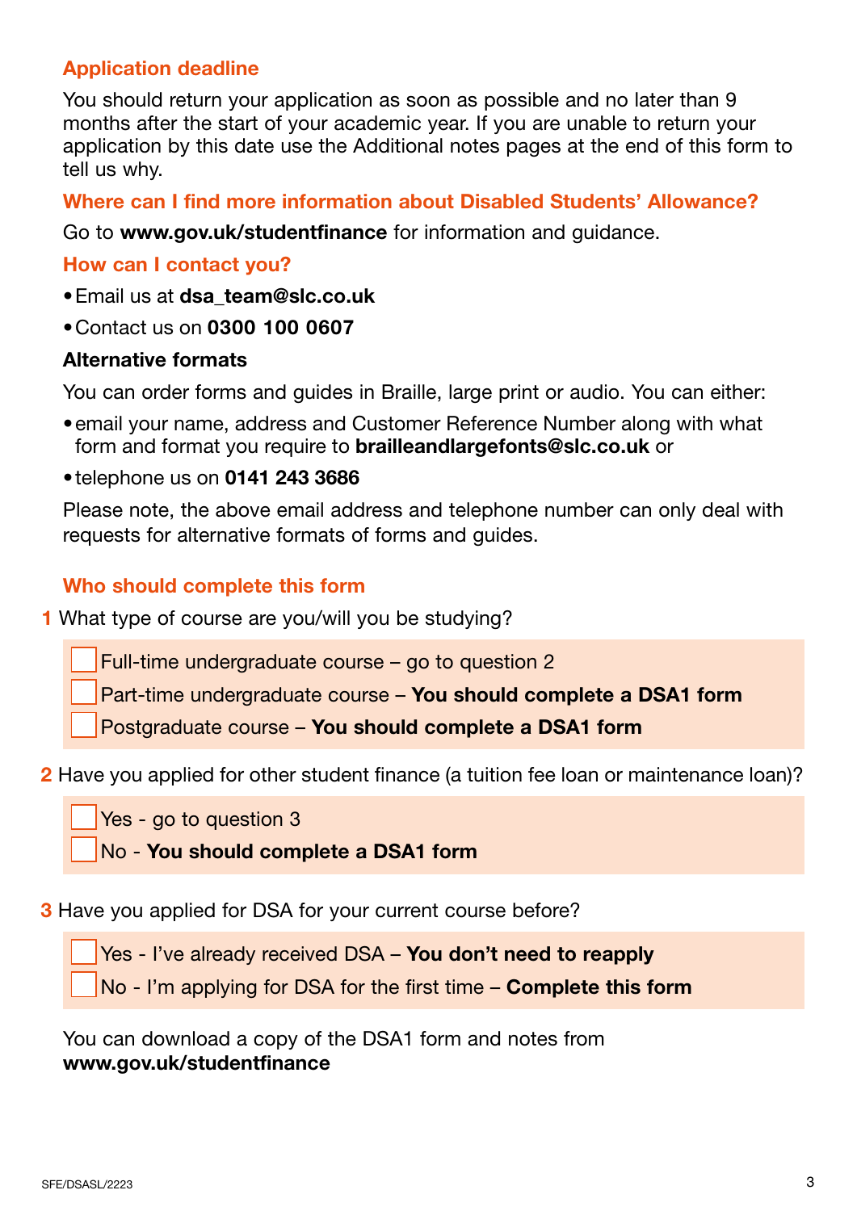## Application deadline

You should return your application as soon as possible and no later than 9 months after the start of your academic year. If you are unable to return your application by this date use the Additional notes pages at the end of this form to tell us why.

## Where can I find more information about Disabled Students' Allowance?

Go to **www.gov.uk/studentfinance** for information and guidance.

## How can I contact you?

- Email us at **dsa_team@slc.co.uk**
- Contact us on **0300 100 0607**

### Alternative formats

You can order forms and guides in Braille, large print or audio. You can either:

- email your name, address and Customer Reference Number along with what form and format you require to **brailleandlargefonts@slc.co.uk** or
- telephone us on **0141 243 3686**

Please note, the above email address and telephone number can only deal with requests for alternative formats of forms and guides.

## Who should complete this form

**1** What type of course are you/will you be studying?

- [ ] Full-time undergraduate course – go to question 2
- [ ] Part-time undergraduate course – **You should complete a DSA1 form**
- [ ] Postgraduate course – **You should complete a DSA1 form**

**2** Have you applied for other student finance (a tuition fee loan or maintenance loan)?

- [ ] Yes - go to question 3
- [ ] No - **You should complete a DSA1 form**

**3** Have you applied for DSA for your current course before?

- [ ] Yes - I've already received DSA – **You don't need to reapply**
- [ ] No - I'm applying for DSA for the first time – **Complete this form**

You can download a copy of the DSA1 form and notes from **www.gov.uk/studentfinance**

SFE/DSASL/2223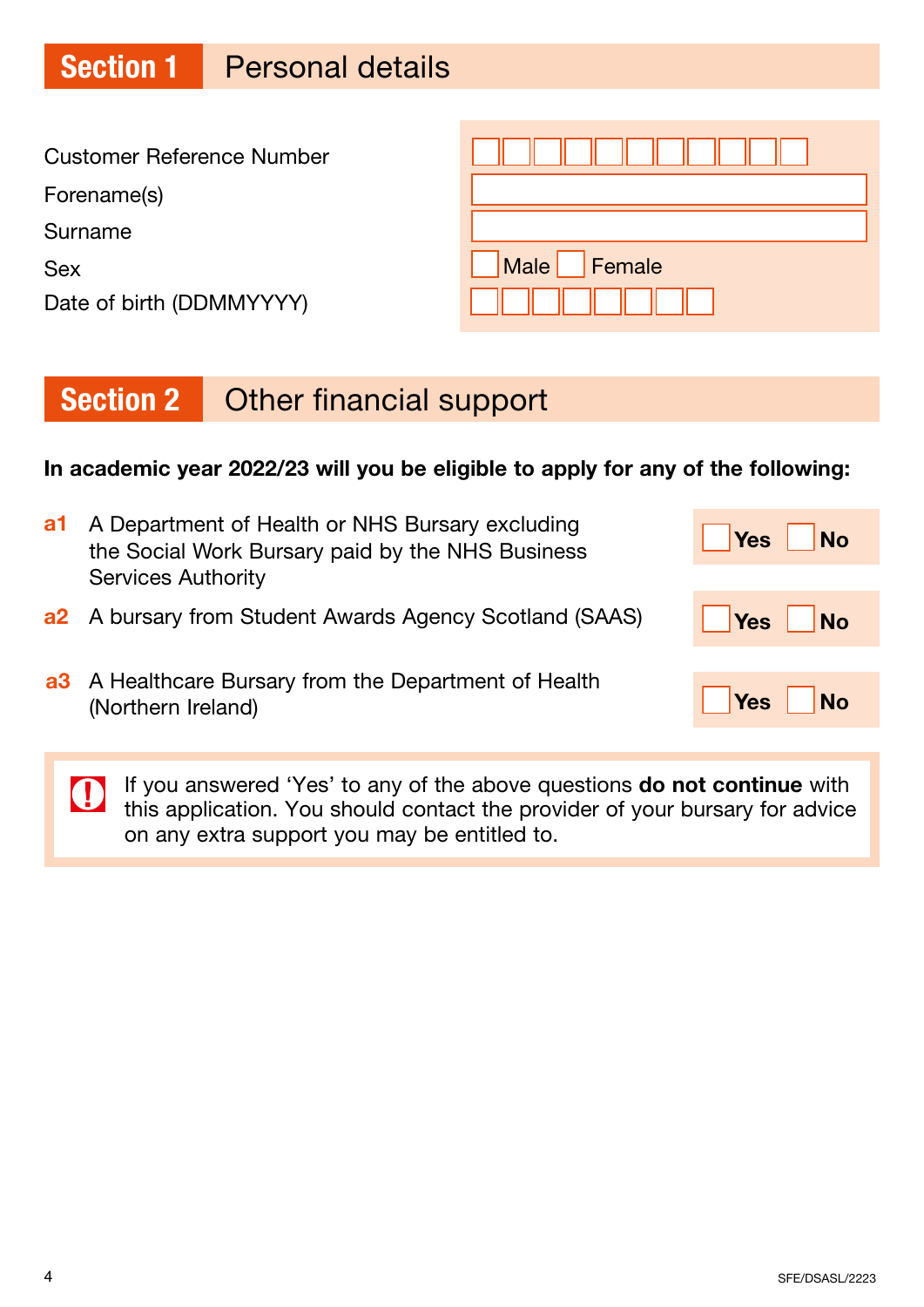## Section 1 Personal details

| | |
|---|---|
| Customer Reference Number | |
| Forename(s) | |
| Surname | |
| Sex | ☐ Male ☐ Female |
| Date of birth (DDMMYYYY) | |

## Section 2 Other financial support

**In academic year 2022/23 will you be eligible to apply for any of the following:**

| | | |
|---|---|---|
| **a1** | A Department of Health or NHS Bursary excluding the Social Work Bursary paid by the NHS Business Services Authority | ☐ **Yes** ☐ **No** |
| **a2** | A bursary from Student Awards Agency Scotland (SAAS) | ☐ **Yes** ☐ **No** |
| **a3** | A Healthcare Bursary from the Department of Health (Northern Ireland) | ☐ **Yes** ☐ **No** |

! If you answered 'Yes' to any of the above questions **do not continue** with this application. You should contact the provider of your bursary for advice on any extra support you may be entitled to.

SFE/DSASL/2223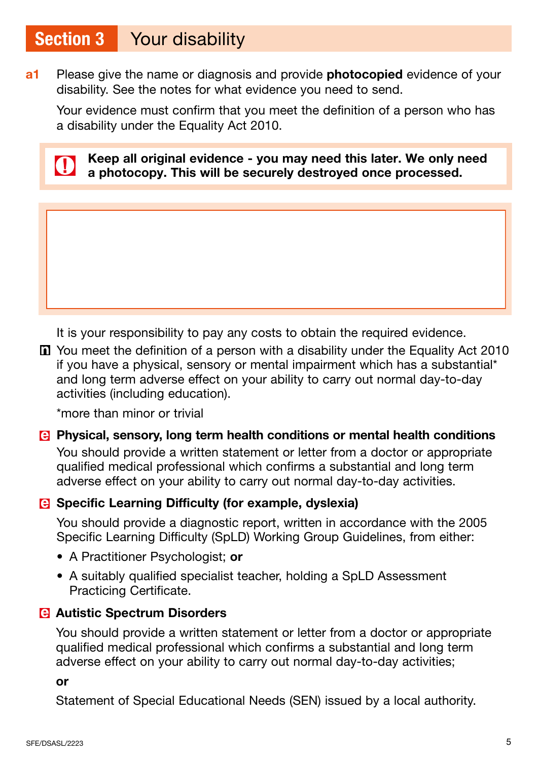## Section 3 Your disability

**a1** Please give the name or diagnosis and provide **photocopied** evidence of your disability. See the notes for what evidence you need to send.

Your evidence must confirm that you meet the definition of a person who has a disability under the Equality Act 2010.

> **Keep all original evidence - you may need this later. We only need a photocopy. This will be securely destroyed once processed.**

It is your responsibility to pay any costs to obtain the required evidence.

You meet the definition of a person with a disability under the Equality Act 2010 if you have a physical, sensory or mental impairment which has a substantial* and long term adverse effect on your ability to carry out normal day-to-day activities (including education).

*more than minor or trivial

**Physical, sensory, long term health conditions or mental health conditions**

You should provide a written statement or letter from a doctor or appropriate qualified medical professional which confirms a substantial and long term adverse effect on your ability to carry out normal day-to-day activities.

**Specific Learning Difficulty (for example, dyslexia)**

You should provide a diagnostic report, written in accordance with the 2005 Specific Learning Difficulty (SpLD) Working Group Guidelines, from either:

- A Practitioner Psychologist; **or**
- A suitably qualified specialist teacher, holding a SpLD Assessment Practicing Certificate.

**Autistic Spectrum Disorders**

You should provide a written statement or letter from a doctor or appropriate qualified medical professional which confirms a substantial and long term adverse effect on your ability to carry out normal day-to-day activities;

**or**

Statement of Special Educational Needs (SEN) issued by a local authority.

SFE/DSASL/2223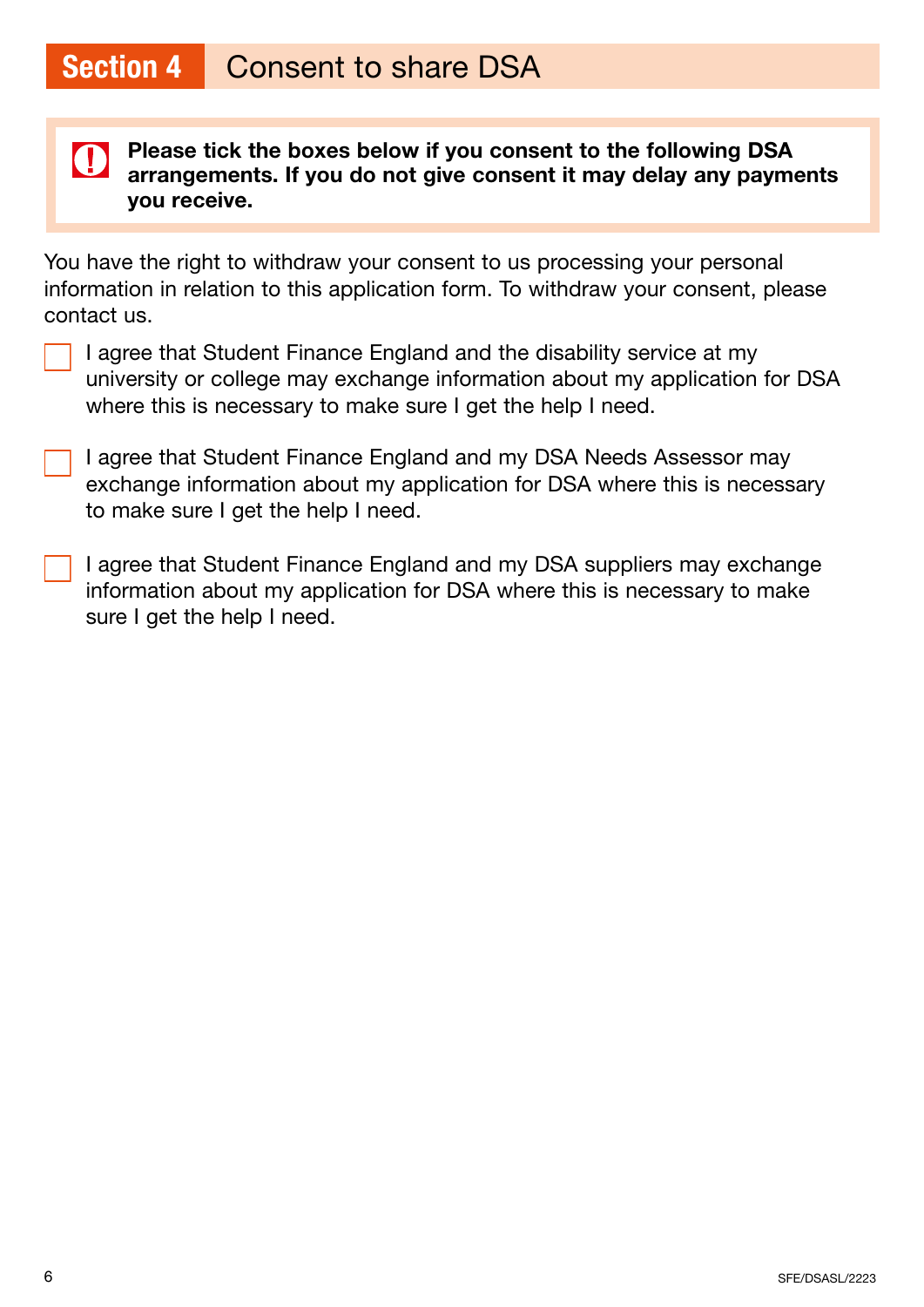## Section 4 Consent to share DSA

**Please tick the boxes below if you consent to the following DSA arrangements. If you do not give consent it may delay any payments you receive.**

You have the right to withdraw your consent to us processing your personal information in relation to this application form. To withdraw your consent, please contact us.

☐ I agree that Student Finance England and the disability service at my university or college may exchange information about my application for DSA where this is necessary to make sure I get the help I need.

☐ I agree that Student Finance England and my DSA Needs Assessor may exchange information about my application for DSA where this is necessary to make sure I get the help I need.

☐ I agree that Student Finance England and my DSA suppliers may exchange information about my application for DSA where this is necessary to make sure I get the help I need.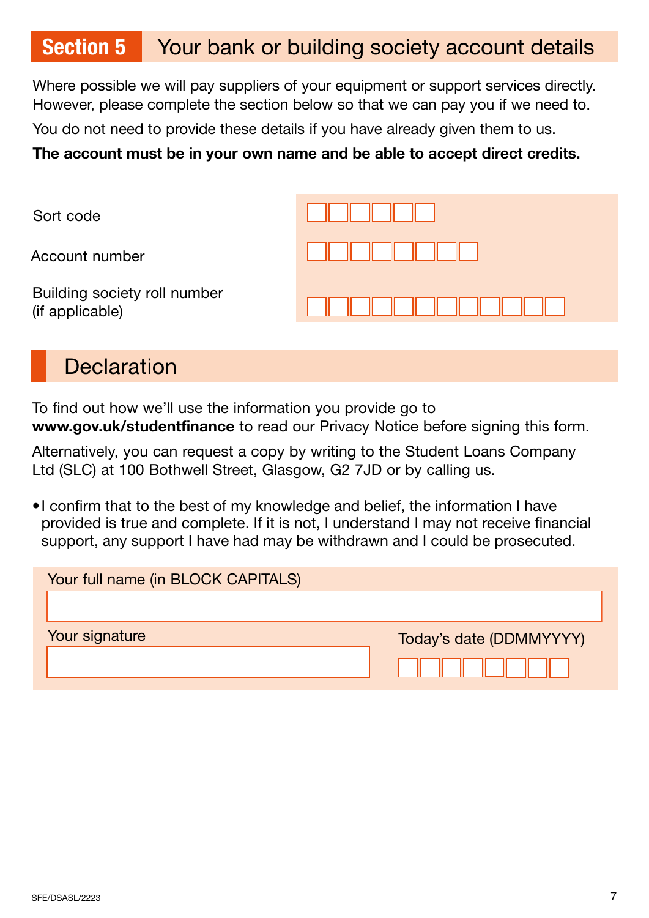## Section 5 Your bank or building society account details

Where possible we will pay suppliers of your equipment or support services directly. However, please complete the section below so that we can pay you if we need to.

You do not need to provide these details if you have already given them to us.

**The account must be in your own name and be able to accept direct credits.**

| | |
|---|---|
| Sort code | ☐☐☐☐☐☐ |
| Account number | ☐☐☐☐☐☐☐☐ |
| Building society roll number (if applicable) | ☐☐☐☐☐☐☐☐☐☐☐☐ |

## Declaration

To find out how we'll use the information you provide go to **www.gov.uk/studentfinance** to read our Privacy Notice before signing this form.

Alternatively, you can request a copy by writing to the Student Loans Company Ltd (SLC) at 100 Bothwell Street, Glasgow, G2 7JD or by calling us.

- I confirm that to the best of my knowledge and belief, the information I have provided is true and complete. If it is not, I understand I may not receive financial support, any support I have had may be withdrawn and I could be prosecuted.

Your full name (in BLOCK CAPITALS)

Your signature

Today's date (DDMMYYYY) ☐☐☐☐☐☐☐☐

SFE/DSASL/2223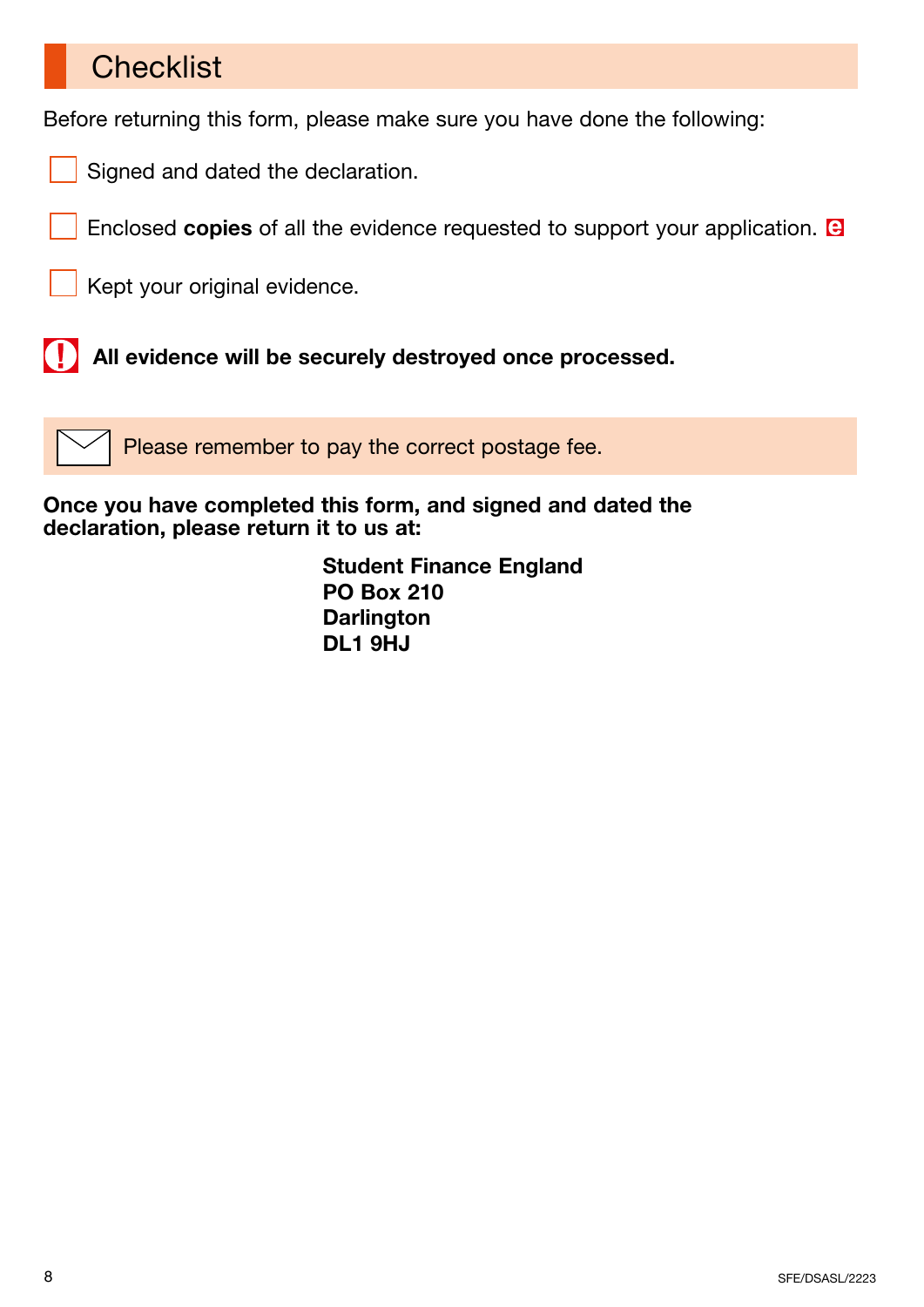## Checklist

Before returning this form, please make sure you have done the following:

- [ ] Signed and dated the declaration.
- [ ] Enclosed **copies** of all the evidence requested to support your application.
- [ ] Kept your original evidence.

**All evidence will be securely destroyed once processed.**

Please remember to pay the correct postage fee.

**Once you have completed this form, and signed and dated the declaration, please return it to us at:**

**Student Finance England**
**PO Box 210**
**Darlington**
**DL1 9HJ**

SFE/DSASL/2223